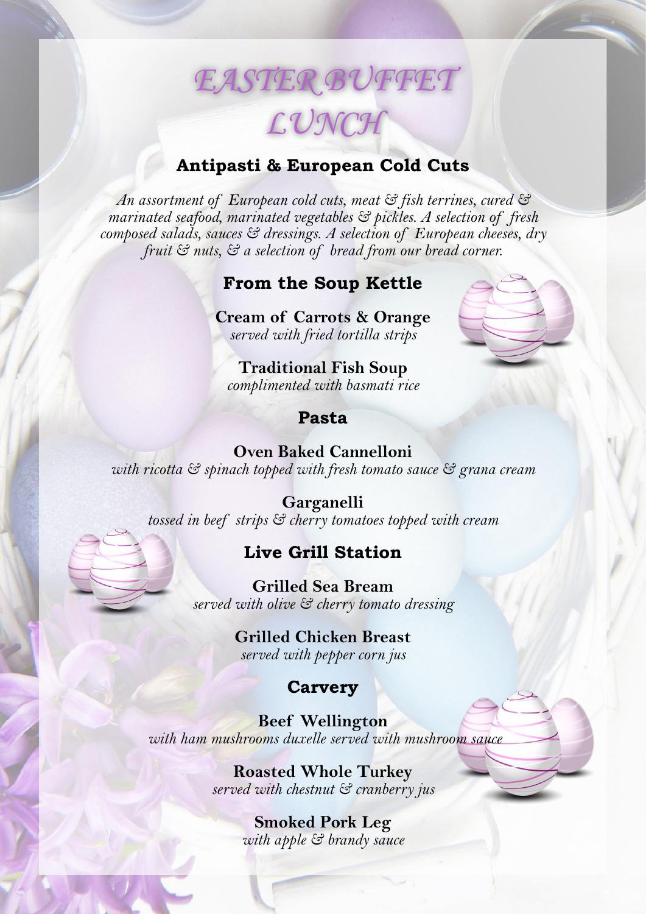# EASTER BUFFET LUNCH

## Antipasti & European Cold Cuts

*An assortment of European cold cuts, meat & fish terrines, cured & marinated seafood, marinated vegetables & pickles. A selection of fresh composed salads, sauces & dressings. A selection of European cheeses, dry fruit & nuts, & a selection of bread from our bread corner.*

## From the Soup Kettle

**Cream of Carrots & Orange**
*served with fried tortilla strips*

**Traditional Fish Soup**
*complimented with basmati rice*

## Pasta

**Oven Baked Cannelloni**
*with ricotta & spinach topped with fresh tomato sauce & grana cream*

**Garganelli**
*tossed in beef strips & cherry tomatoes topped with cream*

## Live Grill Station

**Grilled Sea Bream**
*served with olive & cherry tomato dressing*

**Grilled Chicken Breast**
*served with pepper corn jus*

## Carvery

**Beef Wellington**
*with ham mushrooms duxelle served with mushroom sauce*

**Roasted Whole Turkey**
*served with chestnut & cranberry jus*

**Smoked Pork Leg**
*with apple & brandy sauce*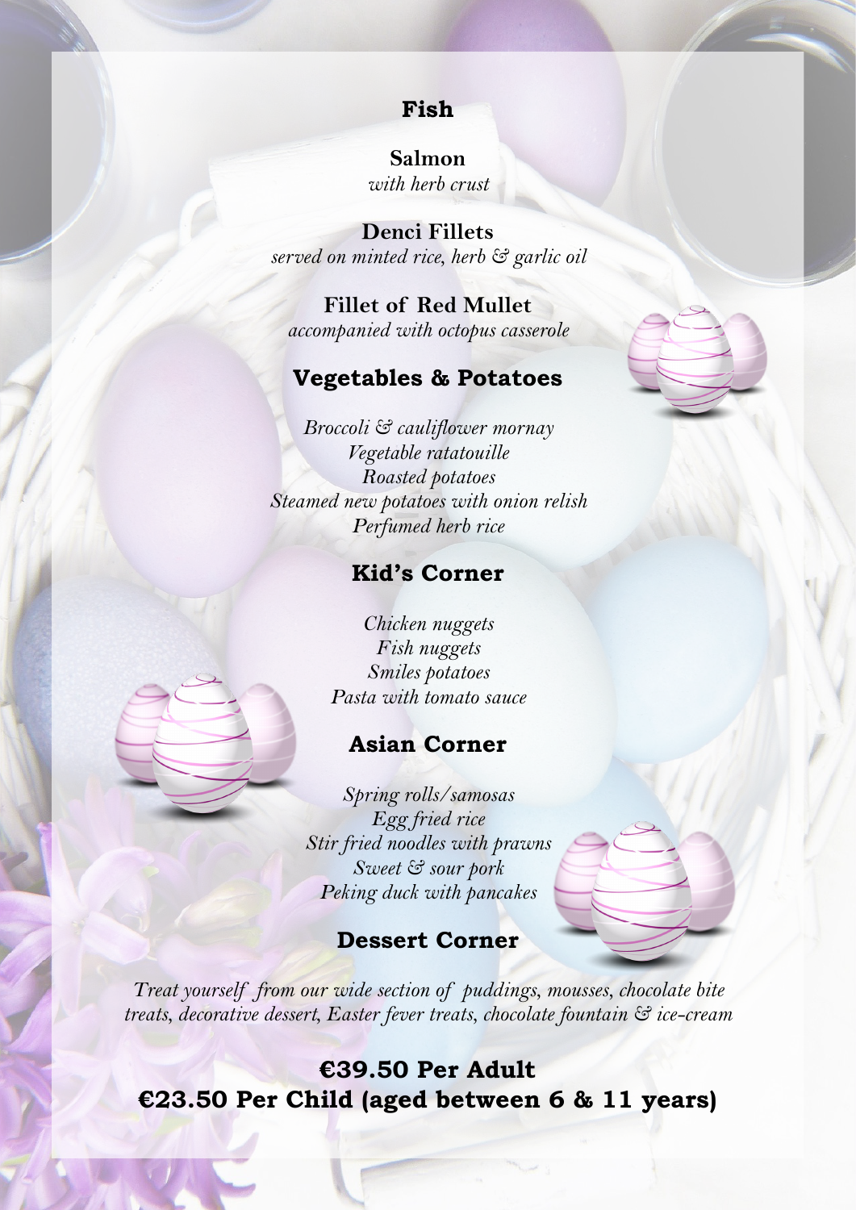## Fish

**Salmon**
*with herb crust*

**Denci Fillets**
*served on minted rice, herb & garlic oil*

**Fillet of Red Mullet**
*accompanied with octopus casserole*

## Vegetables & Potatoes

*Broccoli & cauliflower mornay*
*Vegetable ratatouille*
*Roasted potatoes*
*Steamed new potatoes with onion relish*
*Perfumed herb rice*

## Kid's Corner

*Chicken nuggets*
*Fish nuggets*
*Smiles potatoes*
*Pasta with tomato sauce*

## Asian Corner

*Spring rolls/samosas*
*Egg fried rice*
*Stir fried noodles with prawns*
*Sweet & sour pork*
*Peking duck with pancakes*

## Dessert Corner

*Treat yourself from our wide section of puddings, mousses, chocolate bite treats, decorative dessert, Easter fever treats, chocolate fountain & ice-cream*

**€39.50 Per Adult**
**€23.50 Per Child (aged between 6 & 11 years)**